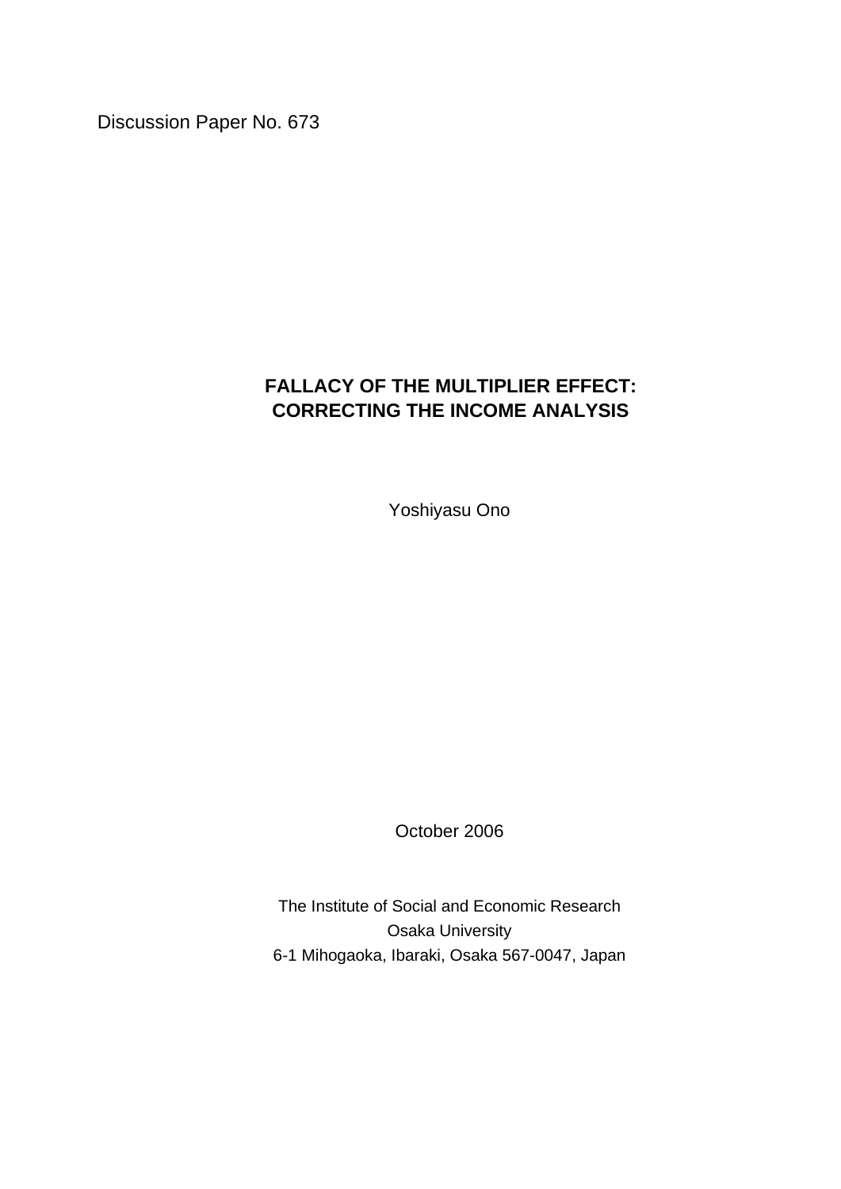Discussion Paper No. 673

# FALLACY OF THE MULTIPLIER EFFECT: CORRECTING THE INCOME ANALYSIS

Yoshiyasu Ono

October 2006

The Institute of Social and Economic Research
Osaka University
6-1 Mihogaoka, Ibaraki, Osaka 567-0047, Japan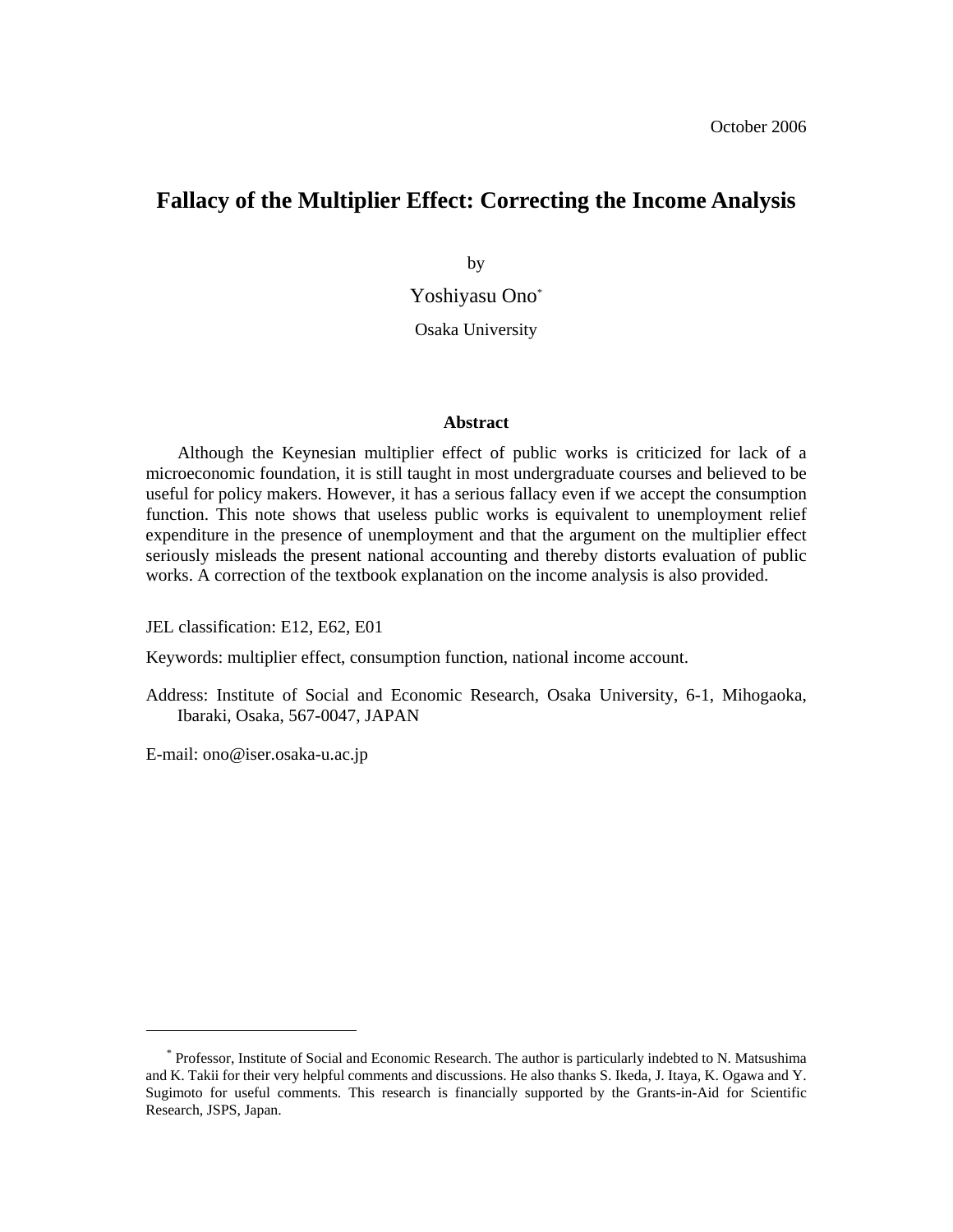October 2006

# Fallacy of the Multiplier Effect: Correcting the Income Analysis

by

Yoshiyasu Ono[*]

Osaka University

**Abstract**

Although the Keynesian multiplier effect of public works is criticized for lack of a microeconomic foundation, it is still taught in most undergraduate courses and believed to be useful for policy makers. However, it has a serious fallacy even if we accept the consumption function. This note shows that useless public works is equivalent to unemployment relief expenditure in the presence of unemployment and that the argument on the multiplier effect seriously misleads the present national accounting and thereby distorts evaluation of public works. A correction of the textbook explanation on the income analysis is also provided.

JEL classification: E12, E62, E01

Keywords: multiplier effect, consumption function, national income account.

Address: Institute of Social and Economic Research, Osaka University, 6-1, Mihogaoka, Ibaraki, Osaka, 567-0047, JAPAN

E-mail: ono@iser.osaka-u.ac.jp

---

[*] Professor, Institute of Social and Economic Research. The author is particularly indebted to N. Matsushima and K. Takii for their very helpful comments and discussions. He also thanks S. Ikeda, J. Itaya, K. Ogawa and Y. Sugimoto for useful comments. This research is financially supported by the Grants-in-Aid for Scientific Research, JSPS, Japan.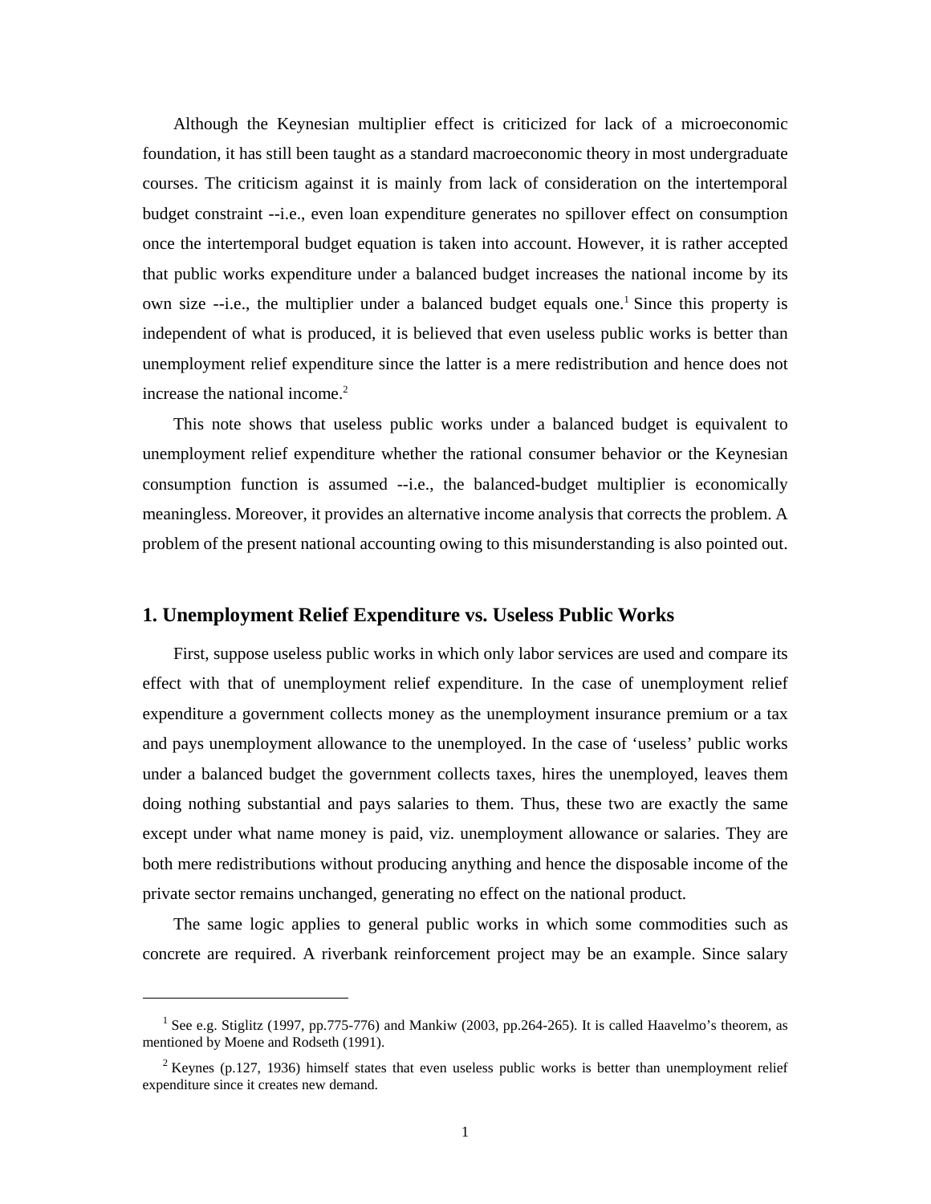Although the Keynesian multiplier effect is criticized for lack of a microeconomic foundation, it has still been taught as a standard macroeconomic theory in most undergraduate courses. The criticism against it is mainly from lack of consideration on the intertemporal budget constraint --i.e., even loan expenditure generates no spillover effect on consumption once the intertemporal budget equation is taken into account. However, it is rather accepted that public works expenditure under a balanced budget increases the national income by its own size --i.e., the multiplier under a balanced budget equals one.[1] Since this property is independent of what is produced, it is believed that even useless public works is better than unemployment relief expenditure since the latter is a mere redistribution and hence does not increase the national income.[2]

This note shows that useless public works under a balanced budget is equivalent to unemployment relief expenditure whether the rational consumer behavior or the Keynesian consumption function is assumed --i.e., the balanced-budget multiplier is economically meaningless. Moreover, it provides an alternative income analysis that corrects the problem. A problem of the present national accounting owing to this misunderstanding is also pointed out.

## 1. Unemployment Relief Expenditure vs. Useless Public Works

First, suppose useless public works in which only labor services are used and compare its effect with that of unemployment relief expenditure. In the case of unemployment relief expenditure a government collects money as the unemployment insurance premium or a tax and pays unemployment allowance to the unemployed. In the case of 'useless' public works under a balanced budget the government collects taxes, hires the unemployed, leaves them doing nothing substantial and pays salaries to them. Thus, these two are exactly the same except under what name money is paid, viz. unemployment allowance or salaries. They are both mere redistributions without producing anything and hence the disposable income of the private sector remains unchanged, generating no effect on the national product.

The same logic applies to general public works in which some commodities such as concrete are required. A riverbank reinforcement project may be an example. Since salary

---

[1] See e.g. Stiglitz (1997, pp.775-776) and Mankiw (2003, pp.264-265). It is called Haavelmo's theorem, as mentioned by Moene and Rodseth (1991).

[2] Keynes (p.127, 1936) himself states that even useless public works is better than unemployment relief expenditure since it creates new demand.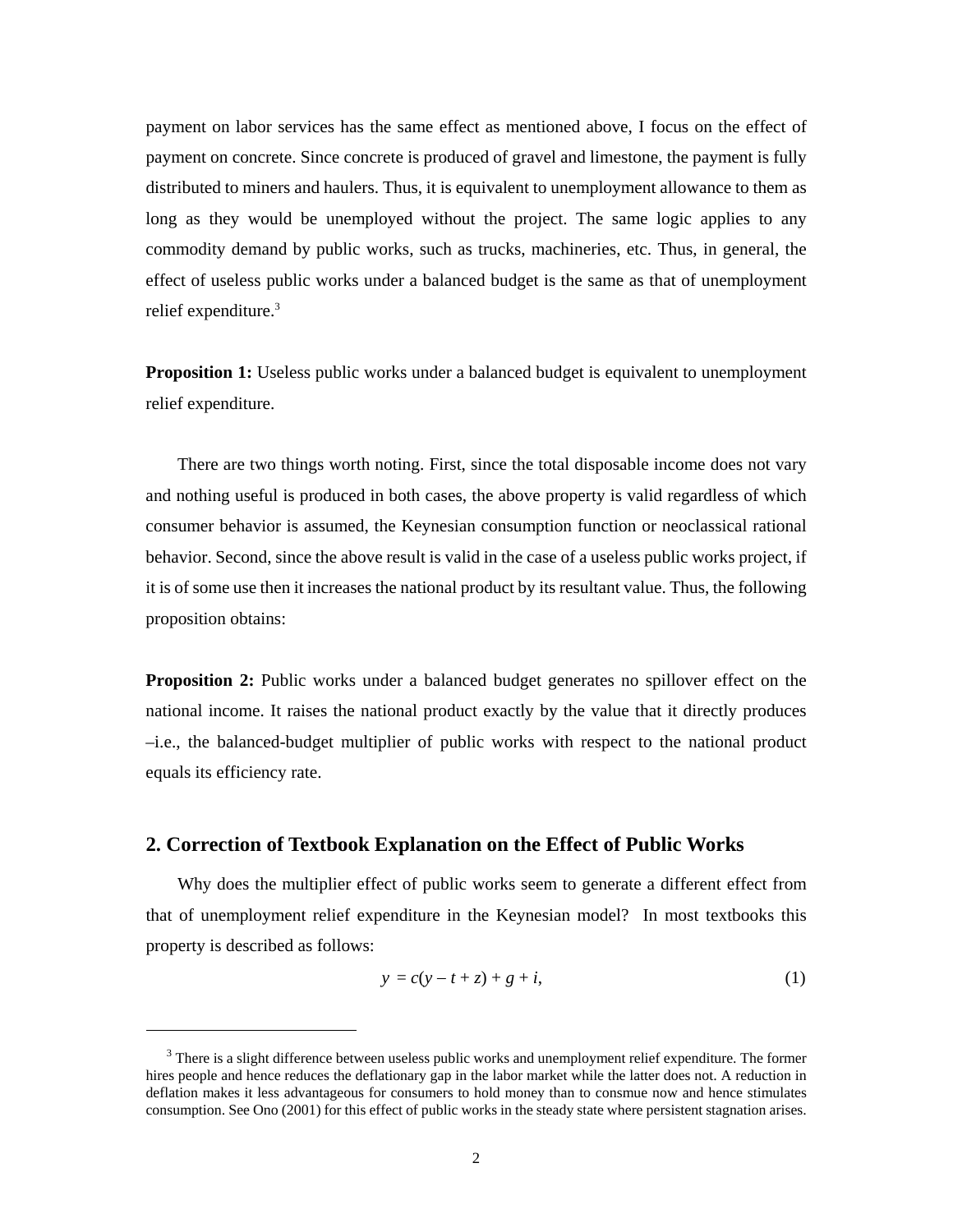payment on labor services has the same effect as mentioned above, I focus on the effect of payment on concrete. Since concrete is produced of gravel and limestone, the payment is fully distributed to miners and haulers. Thus, it is equivalent to unemployment allowance to them as long as they would be unemployed without the project. The same logic applies to any commodity demand by public works, such as trucks, machineries, etc. Thus, in general, the effect of useless public works under a balanced budget is the same as that of unemployment relief expenditure.[3]

**Proposition 1:** Useless public works under a balanced budget is equivalent to unemployment relief expenditure.

There are two things worth noting. First, since the total disposable income does not vary and nothing useful is produced in both cases, the above property is valid regardless of which consumer behavior is assumed, the Keynesian consumption function or neoclassical rational behavior. Second, since the above result is valid in the case of a useless public works project, if it is of some use then it increases the national product by its resultant value. Thus, the following proposition obtains:

**Proposition 2:** Public works under a balanced budget generates no spillover effect on the national income. It raises the national product exactly by the value that it directly produces –i.e., the balanced-budget multiplier of public works with respect to the national product equals its efficiency rate.

## 2. Correction of Textbook Explanation on the Effect of Public Works

Why does the multiplier effect of public works seem to generate a different effect from that of unemployment relief expenditure in the Keynesian model? In most textbooks this property is described as follows:

$$y = c(y - t + z) + g + i, \tag{1}$$

[3] There is a slight difference between useless public works and unemployment relief expenditure. The former hires people and hence reduces the deflationary gap in the labor market while the latter does not. A reduction in deflation makes it less advantageous for consumers to hold money than to consmue now and hence stimulates consumption. See Ono (2001) for this effect of public works in the steady state where persistent stagnation arises.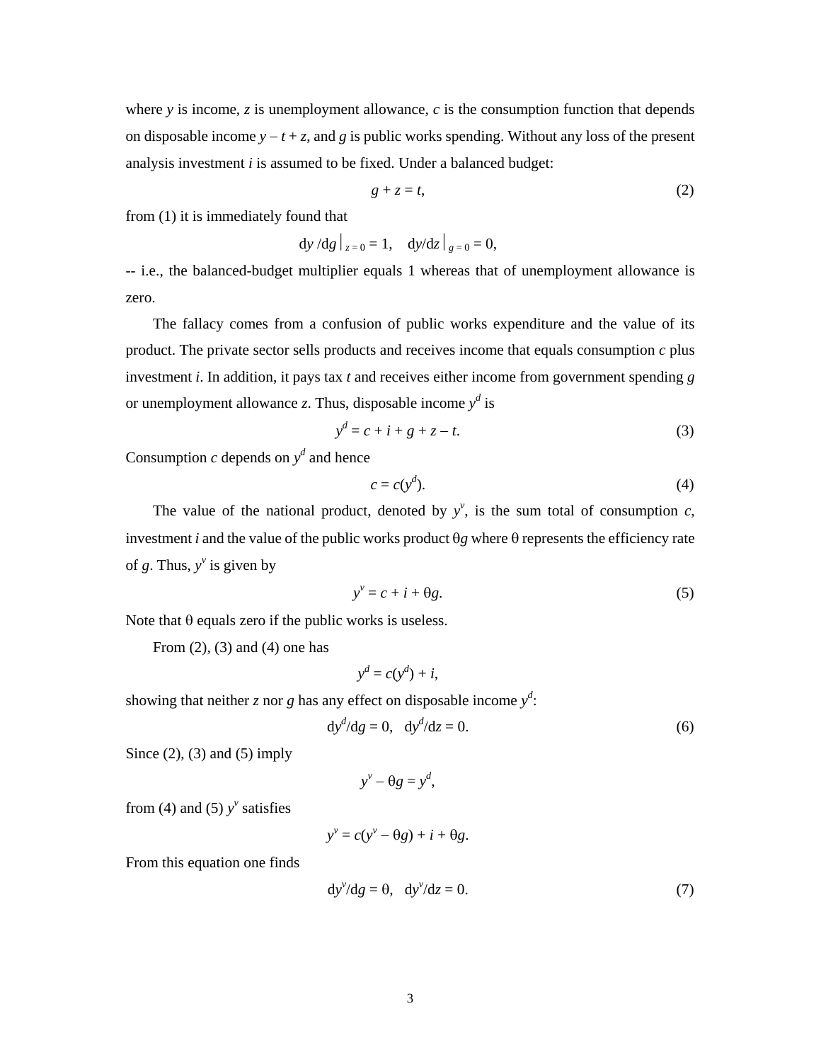where $y$ is income, $z$ is unemployment allowance, $c$ is the consumption function that depends on disposable income $y - t + z$, and $g$ is public works spending. Without any loss of the present analysis investment $i$ is assumed to be fixed. Under a balanced budget:

$$g + z = t, \tag{2}$$

from (1) it is immediately found that

$$\mathrm{d}y/\mathrm{d}g\,\big|_{z=0} = 1, \quad \mathrm{d}y/\mathrm{d}z\,\big|_{g=0} = 0,$$

-- i.e., the balanced-budget multiplier equals 1 whereas that of unemployment allowance is zero.

The fallacy comes from a confusion of public works expenditure and the value of its product. The private sector sells products and receives income that equals consumption $c$ plus investment $i$. In addition, it pays tax $t$ and receives either income from government spending $g$ or unemployment allowance $z$. Thus, disposable income $y^d$ is

$$y^d = c + i + g + z - t. \tag{3}$$

Consumption $c$ depends on $y^d$ and hence

$$c = c(y^d). \tag{4}$$

The value of the national product, denoted by $y^v$, is the sum total of consumption $c$, investment $i$ and the value of the public works product $\theta g$ where $\theta$ represents the efficiency rate of $g$. Thus, $y^v$ is given by

$$y^v = c + i + \theta g. \tag{5}$$

Note that $\theta$ equals zero if the public works is useless.

From (2), (3) and (4) one has

$$y^d = c(y^d) + i,$$

showing that neither $z$ nor $g$ has any effect on disposable income $y^d$:

$$\mathrm{d}y^d/\mathrm{d}g = 0, \quad \mathrm{d}y^d/\mathrm{d}z = 0. \tag{6}$$

Since (2), (3) and (5) imply

$$y^v - \theta g = y^d,$$

from (4) and (5) $y^v$ satisfies

$$y^v = c(y^v - \theta g) + i + \theta g.$$

From this equation one finds

$$\mathrm{d}y^v/\mathrm{d}g = \theta, \quad \mathrm{d}y^v/\mathrm{d}z = 0. \tag{7}$$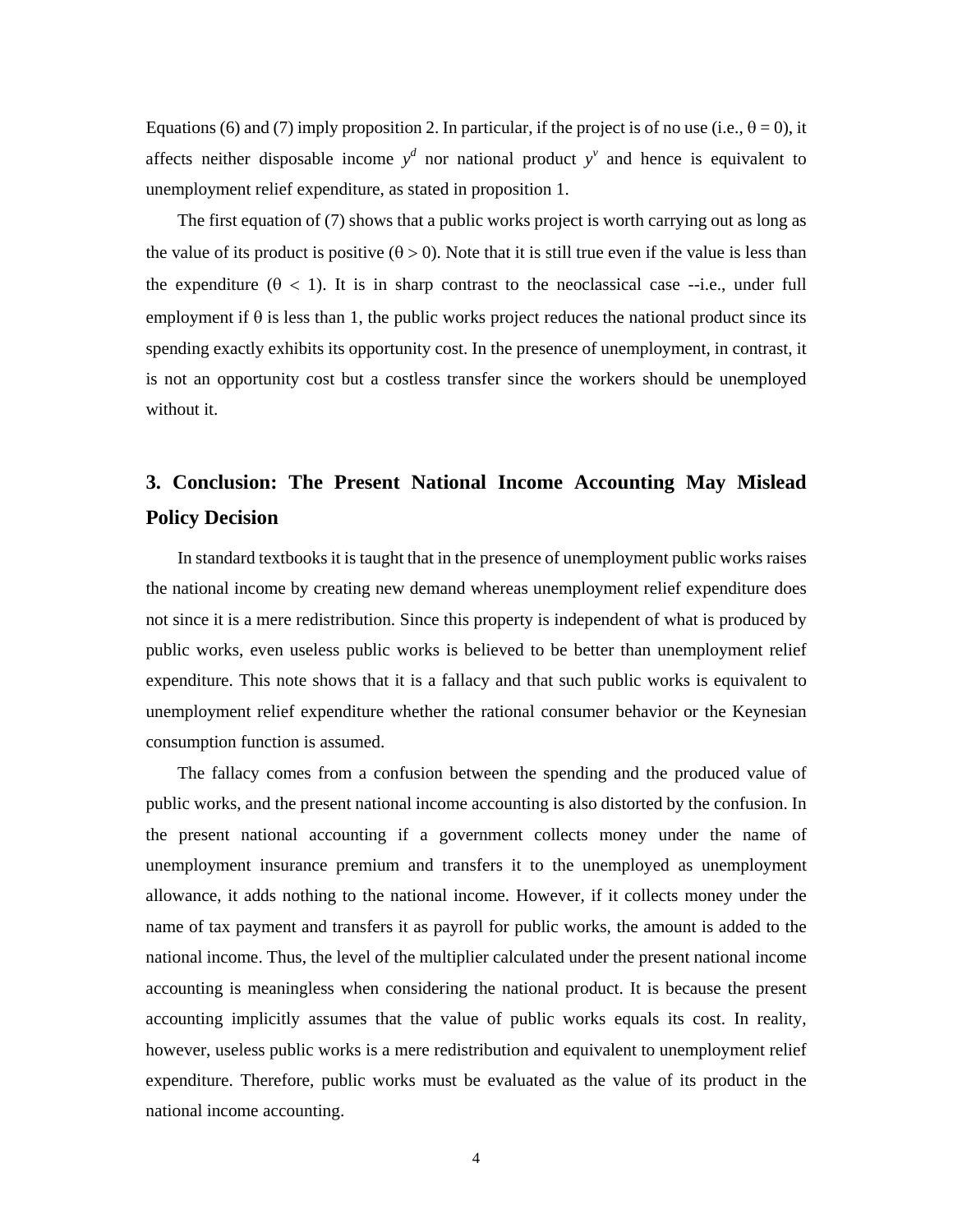Equations (6) and (7) imply proposition 2. In particular, if the project is of no use (i.e., $\theta = 0$), it affects neither disposable income $y^d$ nor national product $y^v$ and hence is equivalent to unemployment relief expenditure, as stated in proposition 1.

The first equation of (7) shows that a public works project is worth carrying out as long as the value of its product is positive ($\theta > 0$). Note that it is still true even if the value is less than the expenditure ($\theta < 1$). It is in sharp contrast to the neoclassical case --i.e., under full employment if $\theta$ is less than 1, the public works project reduces the national product since its spending exactly exhibits its opportunity cost. In the presence of unemployment, in contrast, it is not an opportunity cost but a costless transfer since the workers should be unemployed without it.

## 3. Conclusion: The Present National Income Accounting May Mislead Policy Decision

In standard textbooks it is taught that in the presence of unemployment public works raises the national income by creating new demand whereas unemployment relief expenditure does not since it is a mere redistribution. Since this property is independent of what is produced by public works, even useless public works is believed to be better than unemployment relief expenditure. This note shows that it is a fallacy and that such public works is equivalent to unemployment relief expenditure whether the rational consumer behavior or the Keynesian consumption function is assumed.

The fallacy comes from a confusion between the spending and the produced value of public works, and the present national income accounting is also distorted by the confusion. In the present national accounting if a government collects money under the name of unemployment insurance premium and transfers it to the unemployed as unemployment allowance, it adds nothing to the national income. However, if it collects money under the name of tax payment and transfers it as payroll for public works, the amount is added to the national income. Thus, the level of the multiplier calculated under the present national income accounting is meaningless when considering the national product. It is because the present accounting implicitly assumes that the value of public works equals its cost. In reality, however, useless public works is a mere redistribution and equivalent to unemployment relief expenditure. Therefore, public works must be evaluated as the value of its product in the national income accounting.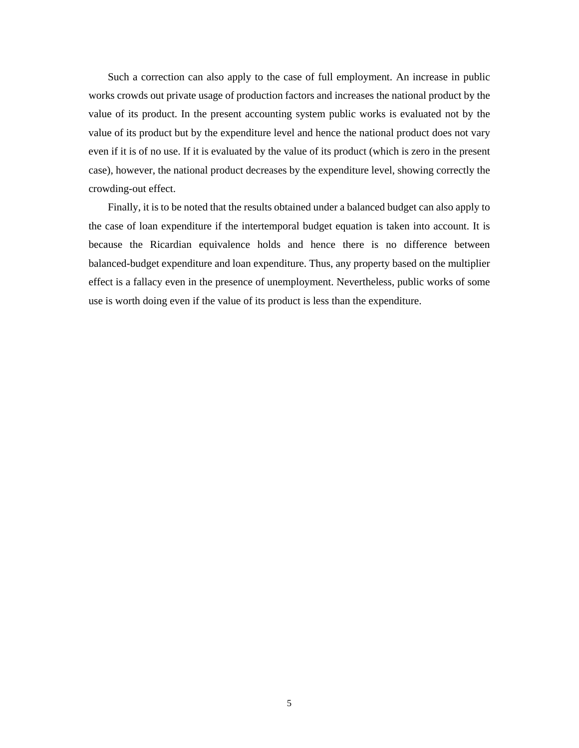Such a correction can also apply to the case of full employment. An increase in public works crowds out private usage of production factors and increases the national product by the value of its product. In the present accounting system public works is evaluated not by the value of its product but by the expenditure level and hence the national product does not vary even if it is of no use. If it is evaluated by the value of its product (which is zero in the present case), however, the national product decreases by the expenditure level, showing correctly the crowding-out effect.

Finally, it is to be noted that the results obtained under a balanced budget can also apply to the case of loan expenditure if the intertemporal budget equation is taken into account. It is because the Ricardian equivalence holds and hence there is no difference between balanced-budget expenditure and loan expenditure. Thus, any property based on the multiplier effect is a fallacy even in the presence of unemployment. Nevertheless, public works of some use is worth doing even if the value of its product is less than the expenditure.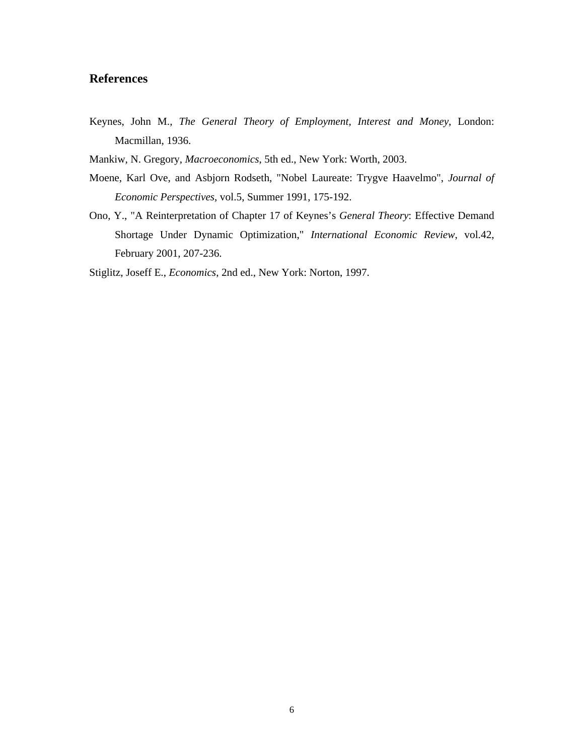## References

Keynes, John M., *The General Theory of Employment, Interest and Money*, London: Macmillan, 1936.

Mankiw, N. Gregory, *Macroeconomics*, 5th ed., New York: Worth, 2003.

Moene, Karl Ove, and Asbjorn Rodseth, "Nobel Laureate: Trygve Haavelmo", *Journal of Economic Perspectives*, vol.5, Summer 1991, 175-192.

Ono, Y., "A Reinterpretation of Chapter 17 of Keynes's *General Theory*: Effective Demand Shortage Under Dynamic Optimization," *International Economic Review*, vol.42, February 2001, 207-236.

Stiglitz, Joseff E., *Economics*, 2nd ed., New York: Norton, 1997.